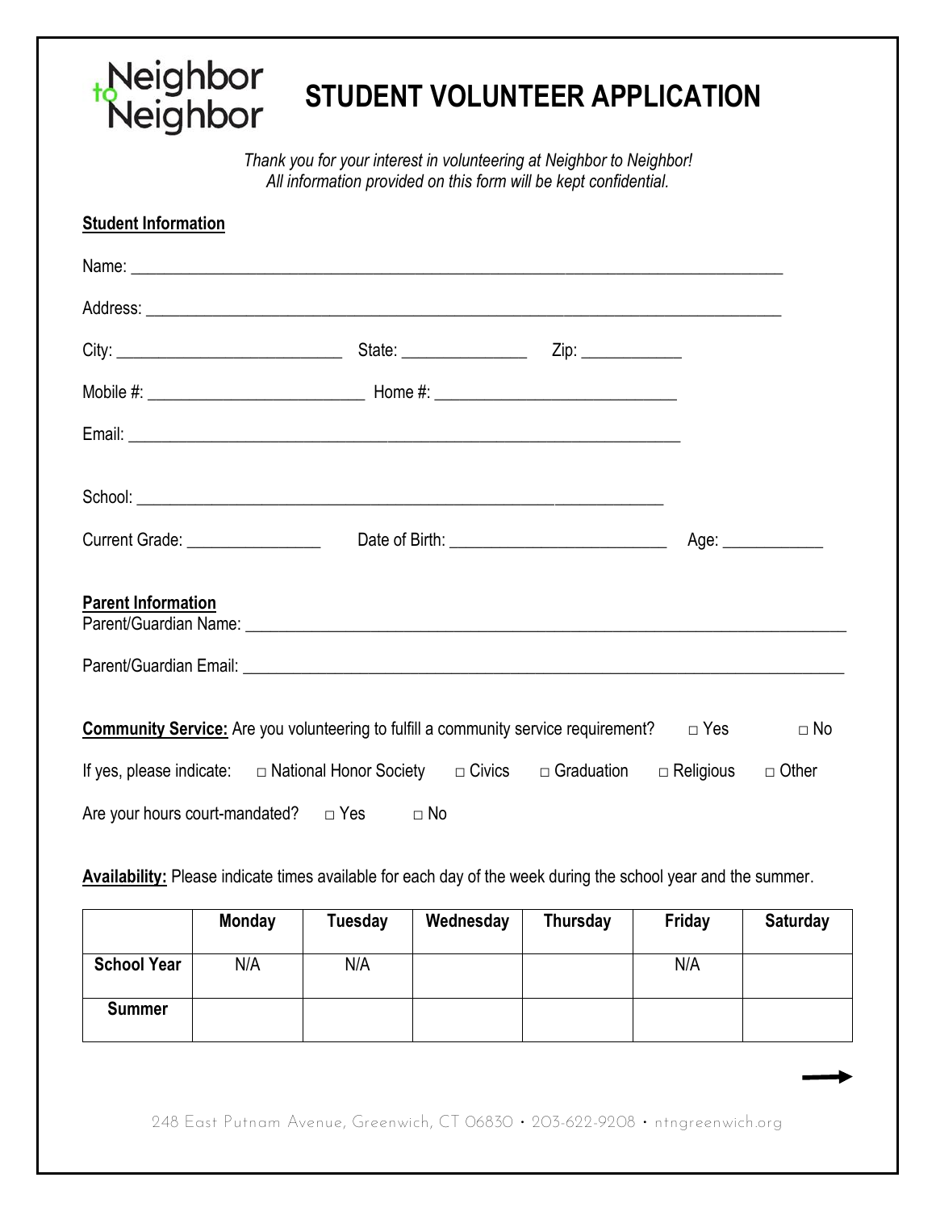Neighbor to Neighbor

# STUDENT VOLUNTEER APPLICATION

*Thank you for your interest in volunteering at Neighbor to Neighbor!*
*All information provided on this form will be kept confidential.*

**Student Information**

Name: ______________________________________________________________________________

Address: ____________________________________________________________________________

City: ___________________________ State: _______________ Zip: ____________

Mobile #: __________________________ Home #: ____________________________

Email: ____________________________________________________________________

School: _________________________________________________________________

Current Grade: ________________ Date of Birth: _________________________ Age: ____________

**Parent Information**

Parent/Guardian Name: _________________________________________________________________________

Parent/Guardian Email: _________________________________________________________________________

**Community Service:** Are you volunteering to fulfill a community service requirement? □ Yes □ No

If yes, please indicate: □ National Honor Society □ Civics □ Graduation □ Religious □ Other

Are your hours court-mandated? □ Yes □ No

**Availability:** Please indicate times available for each day of the week during the school year and the summer.

| | Monday | Tuesday | Wednesday | Thursday | Friday | Saturday |
|---|---|---|---|---|---|---|
| **School Year** | N/A | N/A | | | N/A | |
| **Summer** | | | | | | |

248 East Putnam Avenue, Greenwich, CT 06830 • 203-622-9208 • ntngreenwich.org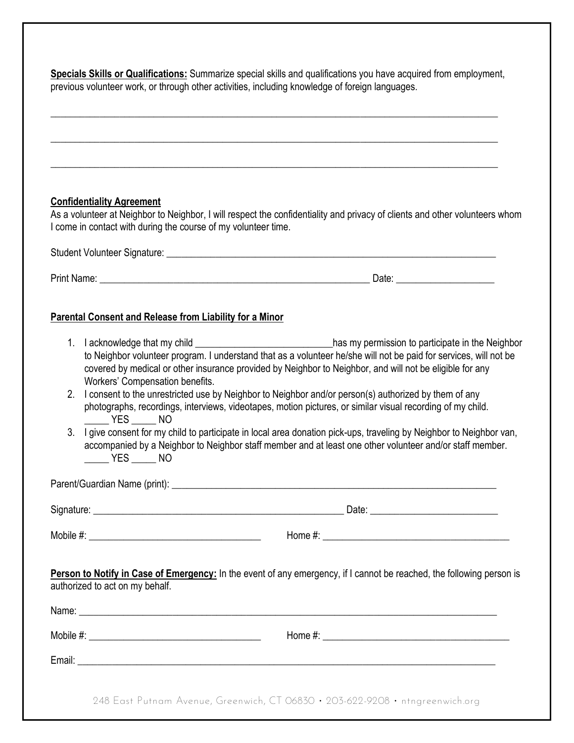**Specials Skills or Qualifications:** Summarize special skills and qualifications you have acquired from employment, previous volunteer work, or through other activities, including knowledge of foreign languages.

_______________________________________________________________________________________________

_______________________________________________________________________________________________

_______________________________________________________________________________________________

**Confidentiality Agreement**

As a volunteer at Neighbor to Neighbor, I will respect the confidentiality and privacy of clients and other volunteers whom I come in contact with during the course of my volunteer time.

Student Volunteer Signature: ______________________________________________________________________

Print Name: ________________________________________________________ Date: ____________________

**Parental Consent and Release from Liability for a Minor**

1. I acknowledge that my child _____________________________has my permission to participate in the Neighbor to Neighbor volunteer program. I understand that as a volunteer he/she will not be paid for services, will not be covered by medical or other insurance provided by Neighbor to Neighbor, and will not be eligible for any Workers' Compensation benefits.
2. I consent to the unrestricted use by Neighbor to Neighbor and/or person(s) authorized by them of any photographs, recordings, interviews, videotapes, motion pictures, or similar visual recording of my child.
   _____ YES _____ NO
3. I give consent for my child to participate in local area donation pick-ups, traveling by Neighbor to Neighbor van, accompanied by a Neighbor to Neighbor staff member and at least one other volunteer and/or staff member.
   _____ YES _____ NO

Parent/Guardian Name (print): ____________________________________________________________________

Signature: ____________________________________________________ Date: __________________________

Mobile #: ___________________________________ Home #: ______________________________________

**Person to Notify in Case of Emergency:** In the event of any emergency, if I cannot be reached, the following person is authorized to act on my behalf.

Name: _________________________________________________________________________________________

Mobile #: ___________________________________ Home #: ______________________________________

Email: _________________________________________________________________________________________

248 East Putnam Avenue, Greenwich, CT 06830 • 203-622-9208 • ntngreenwich.org